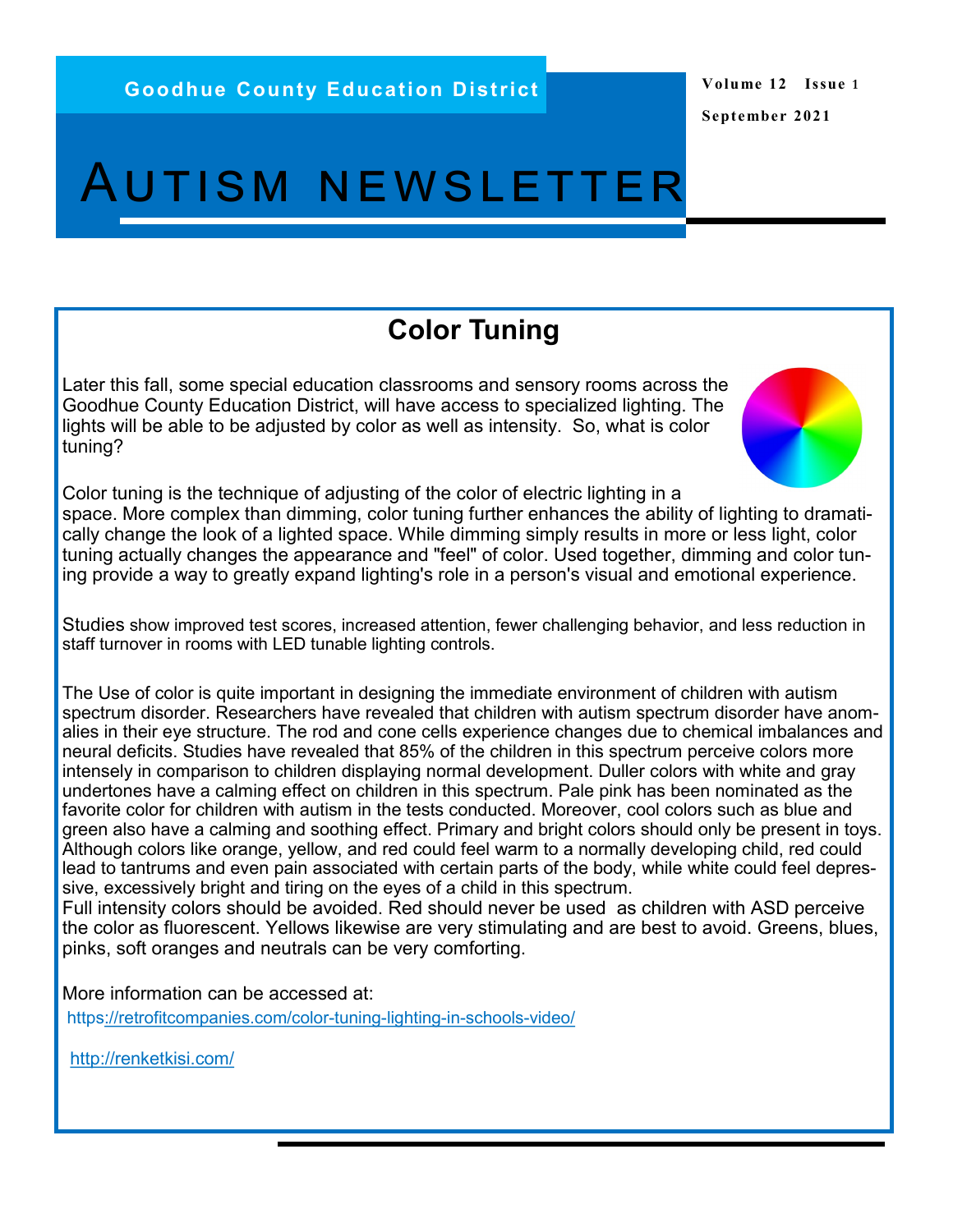Goodhue County Education District

Volume 12 Issue 1

September 2021

# AUTISM NEWSLETTER

## Color Tuning

Later this fall, some special education classrooms and sensory rooms across the Goodhue County Education District, will have access to specialized lighting. The lights will be able to be adjusted by color as well as intensity. So, what is color tuning?

Color tuning is the technique of adjusting of the color of electric lighting in a space. More complex than dimming, color tuning further enhances the ability of lighting to dramatically change the look of a lighted space. While dimming simply results in more or less light, color tuning actually changes the appearance and "feel" of color. Used together, dimming and color tuning provide a way to greatly expand lighting's role in a person's visual and emotional experience.

Studies show improved test scores, increased attention, fewer challenging behavior, and less reduction in staff turnover in rooms with LED tunable lighting controls.

The Use of color is quite important in designing the immediate environment of children with autism spectrum disorder. Researchers have revealed that children with autism spectrum disorder have anomalies in their eye structure. The rod and cone cells experience changes due to chemical imbalances and neural deficits. Studies have revealed that 85% of the children in this spectrum perceive colors more intensely in comparison to children displaying normal development. Duller colors with white and gray undertones have a calming effect on children in this spectrum. Pale pink has been nominated as the favorite color for children with autism in the tests conducted. Moreover, cool colors such as blue and green also have a calming and soothing effect. Primary and bright colors should only be present in toys. Although colors like orange, yellow, and red could feel warm to a normally developing child, red could lead to tantrums and even pain associated with certain parts of the body, while white could feel depressive, excessively bright and tiring on the eyes of a child in this spectrum.
Full intensity colors should be avoided. Red should never be used as children with ASD perceive the color as fluorescent. Yellows likewise are very stimulating and are best to avoid. Greens, blues, pinks, soft oranges and neutrals can be very comforting.

More information can be accessed at:

https://retrofitcompanies.com/color-tuning-lighting-in-schools-video/

http://renketkisi.com/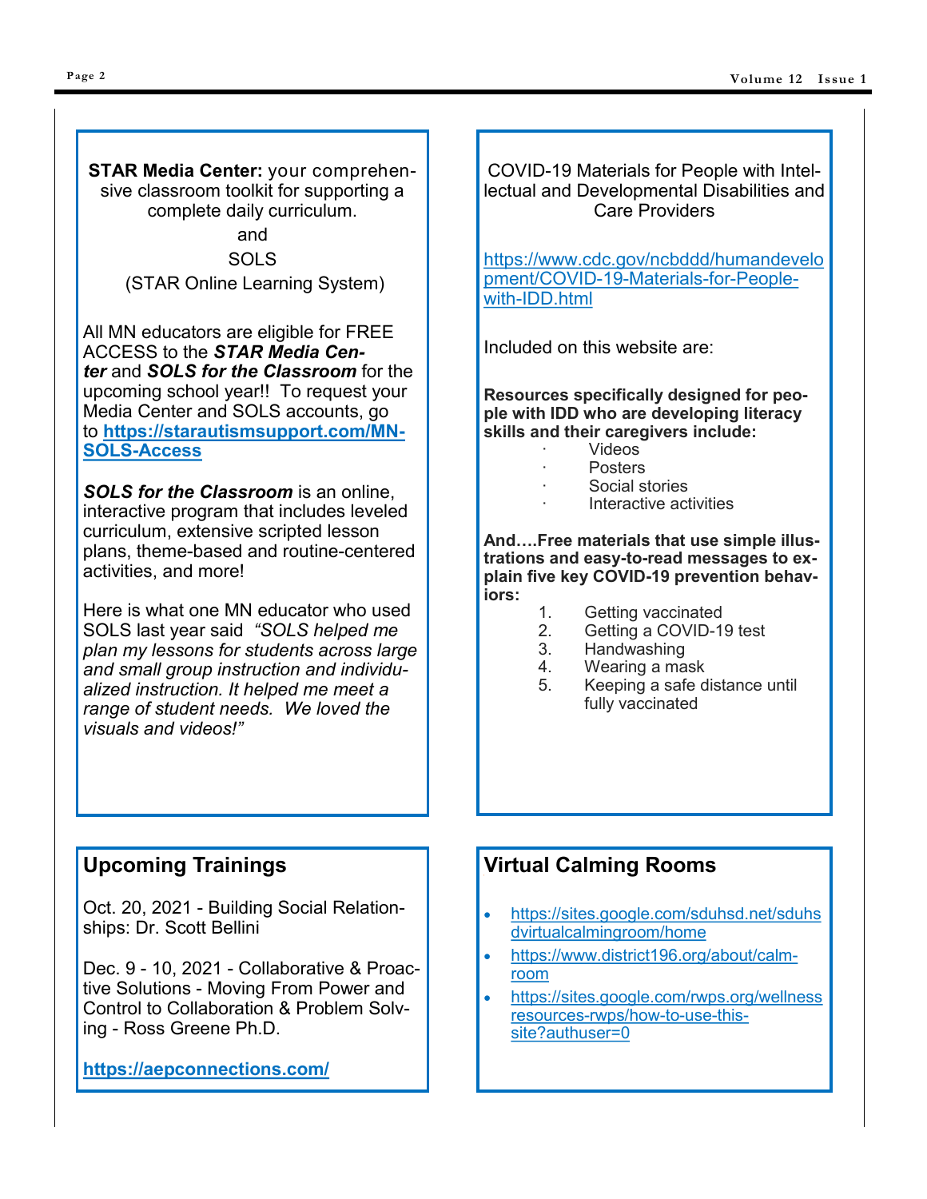**STAR Media Center:** your comprehensive classroom toolkit for supporting a complete daily curriculum.

and

SOLS

(STAR Online Learning System)

All MN educators are eligible for FREE ACCESS to the ***STAR Media Center*** and ***SOLS for the Classroom*** for the upcoming school year!! To request your Media Center and SOLS accounts, go to **https://starautismsupport.com/MN-SOLS-Access**

***SOLS for the Classroom*** is an online, interactive program that includes leveled curriculum, extensive scripted lesson plans, theme-based and routine-centered activities, and more!

Here is what one MN educator who used SOLS last year said *"SOLS helped me plan my lessons for students across large and small group instruction and individualized instruction. It helped me meet a range of student needs. We loved the visuals and videos!"*

COVID-19 Materials for People with Intellectual and Developmental Disabilities and Care Providers

https://www.cdc.gov/ncbddd/humandevelopment/COVID-19-Materials-for-People-with-IDD.html

Included on this website are:

**Resources specifically designed for people with IDD who are developing literacy skills and their caregivers include:**

- Videos
- Posters
- Social stories
- Interactive activities

**And….Free materials that use simple illustrations and easy-to-read messages to explain five key COVID-19 prevention behaviors:**

1. Getting vaccinated
2. Getting a COVID-19 test
3. Handwashing
4. Wearing a mask
5. Keeping a safe distance until fully vaccinated

## Upcoming Trainings

Oct. 20, 2021 - Building Social Relationships: Dr. Scott Bellini

Dec. 9 - 10, 2021 - Collaborative & Proactive Solutions - Moving From Power and Control to Collaboration & Problem Solving - Ross Greene Ph.D.

**https://aepconnections.com/**

## Virtual Calming Rooms

- https://sites.google.com/sduhsd.net/sduhsdvirtualcalmingroom/home
- https://www.district196.org/about/calm-room
- https://sites.google.com/rwps.org/wellnessresources-rwps/how-to-use-this-site?authuser=0